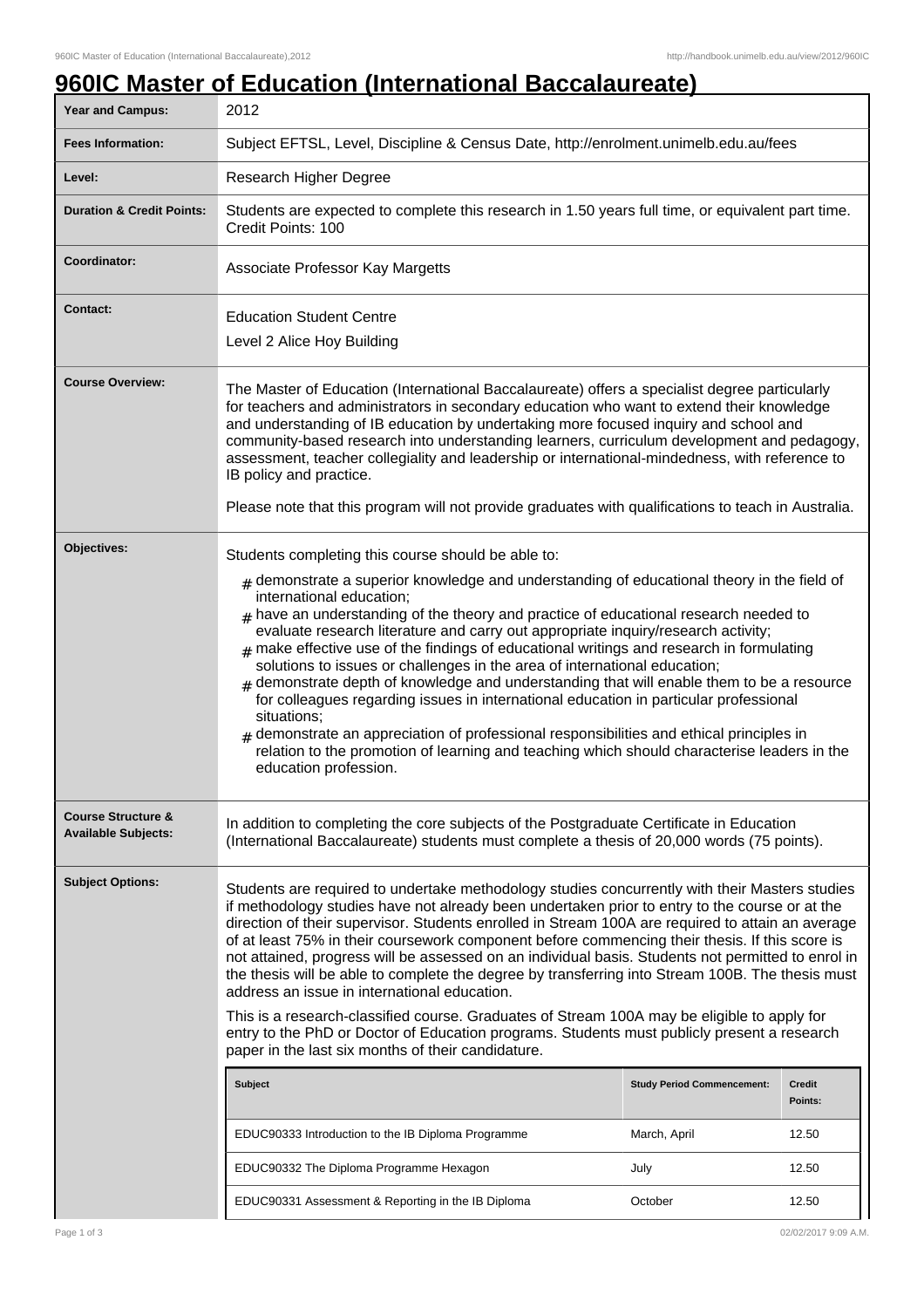# 960IC Master of Education (International Baccalaureate)

| | |
|---|---|
| **Year and Campus:** | 2012 |
| **Fees Information:** | Subject EFTSL, Level, Discipline & Census Date, http://enrolment.unimelb.edu.au/fees |
| **Level:** | Research Higher Degree |
| **Duration & Credit Points:** | Students are expected to complete this research in 1.50 years full time, or equivalent part time. Credit Points: 100 |
| **Coordinator:** | Associate Professor Kay Margetts |
| **Contact:** | Education Student Centre<br>Level 2 Alice Hoy Building |
| **Course Overview:** | The Master of Education (International Baccalaureate) offers a specialist degree particularly for teachers and administrators in secondary education who want to extend their knowledge and understanding of IB education by undertaking more focused inquiry and school and community-based research into understanding learners, curriculum development and pedagogy, assessment, teacher collegiality and leadership or international-mindedness, with reference to IB policy and practice.<br><br>Please note that this program will not provide graduates with qualifications to teach in Australia. |
| **Objectives:** | Students completing this course should be able to:<br># demonstrate a superior knowledge and understanding of educational theory in the field of international education;<br># have an understanding of the theory and practice of educational research needed to evaluate research literature and carry out appropriate inquiry/research activity;<br># make effective use of the findings of educational writings and research in formulating solutions to issues or challenges in the area of international education;<br># demonstrate depth of knowledge and understanding that will enable them to be a resource for colleagues regarding issues in international education in particular professional situations;<br># demonstrate an appreciation of professional responsibilities and ethical principles in relation to the promotion of learning and teaching which should characterise leaders in the education profession. |
| **Course Structure & Available Subjects:** | In addition to completing the core subjects of the Postgraduate Certificate in Education (International Baccalaureate) students must complete a thesis of 20,000 words (75 points). |
| **Subject Options:** | Students are required to undertake methodology studies concurrently with their Masters studies if methodology studies have not already been undertaken prior to entry to the course or at the direction of their supervisor. Students enrolled in Stream 100A are required to attain an average of at least 75% in their coursework component before commencing their thesis. If this score is not attained, progress will be assessed on an individual basis. Students not permitted to enrol in the thesis will be able to complete the degree by transferring into Stream 100B. The thesis must address an issue in international education.<br><br>This is a research-classified course. Graduates of Stream 100A may be eligible to apply for entry to the PhD or Doctor of Education programs. Students must publicly present a research paper in the last six months of their candidature. |

| Subject | Study Period Commencement: | Credit Points: |
|---|---|---|
| EDUC90333 Introduction to the IB Diploma Programme | March, April | 12.50 |
| EDUC90332 The Diploma Programme Hexagon | July | 12.50 |
| EDUC90331 Assessment & Reporting in the IB Diploma | October | 12.50 |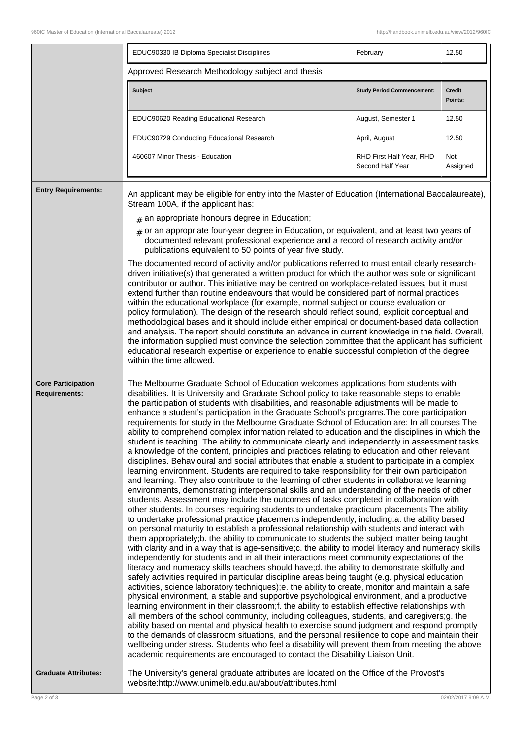| | | |
|---|---|---|
| EDUC90330 IB Diploma Specialist Disciplines | February | 12.50 |

Approved Research Methodology subject and thesis

| Subject | Study Period Commencement: | Credit Points: |
|---|---|---|
| EDUC90620 Reading Educational Research | August, Semester 1 | 12.50 |
| EDUC90729 Conducting Educational Research | April, August | 12.50 |
| 460607 Minor Thesis - Education | RHD First Half Year, RHD Second Half Year | Not Assigned |

**Entry Requirements:**

An applicant may be eligible for entry into the Master of Education (International Baccalaureate), Stream 100A, if the applicant has:

- an appropriate honours degree in Education;
- or an appropriate four-year degree in Education, or equivalent, and at least two years of documented relevant professional experience and a record of research activity and/or publications equivalent to 50 points of year five study.

The documented record of activity and/or publications referred to must entail clearly research-driven initiative(s) that generated a written product for which the author was sole or significant contributor or author. This initiative may be centred on workplace-related issues, but it must extend further than routine endeavours that would be considered part of normal practices within the educational workplace (for example, normal subject or course evaluation or policy formulation). The design of the research should reflect sound, explicit conceptual and methodological bases and it should include either empirical or document-based data collection and analysis. The report should constitute an advance in current knowledge in the field. Overall, the information supplied must convince the selection committee that the applicant has sufficient educational research expertise or experience to enable successful completion of the degree within the time allowed.

**Core Participation Requirements:**

The Melbourne Graduate School of Education welcomes applications from students with disabilities. It is University and Graduate School policy to take reasonable steps to enable the participation of students with disabilities, and reasonable adjustments will be made to enhance a student's participation in the Graduate School's programs.The core participation requirements for study in the Melbourne Graduate School of Education are: In all courses The ability to comprehend complex information related to education and the disciplines in which the student is teaching. The ability to communicate clearly and independently in assessment tasks a knowledge of the content, principles and practices relating to education and other relevant disciplines. Behavioural and social attributes that enable a student to participate in a complex learning environment. Students are required to take responsibility for their own participation and learning. They also contribute to the learning of other students in collaborative learning environments, demonstrating interpersonal skills and an understanding of the needs of other students. Assessment may include the outcomes of tasks completed in collaboration with other students. In courses requiring students to undertake practicum placements The ability to undertake professional practice placements independently, including:a. the ability based on personal maturity to establish a professional relationship with students and interact with them appropriately;b. the ability to communicate to students the subject matter being taught with clarity and in a way that is age-sensitive;c. the ability to model literacy and numeracy skills independently for students and in all their interactions meet community expectations of the literacy and numeracy skills teachers should have;d. the ability to demonstrate skilfully and safely activities required in particular discipline areas being taught (e.g. physical education activities, science laboratory techniques);e. the ability to create, monitor and maintain a safe physical environment, a stable and supportive psychological environment, and a productive learning environment in their classroom;f. the ability to establish effective relationships with all members of the school community, including colleagues, students, and caregivers;g. the ability based on mental and physical health to exercise sound judgment and respond promptly to the demands of classroom situations, and the personal resilience to cope and maintain their wellbeing under stress. Students who feel a disability will prevent them from meeting the above academic requirements are encouraged to contact the Disability Liaison Unit.

**Graduate Attributes:**

The University's general graduate attributes are located on the Office of the Provost's website:http://www.unimelb.edu.au/about/attributes.html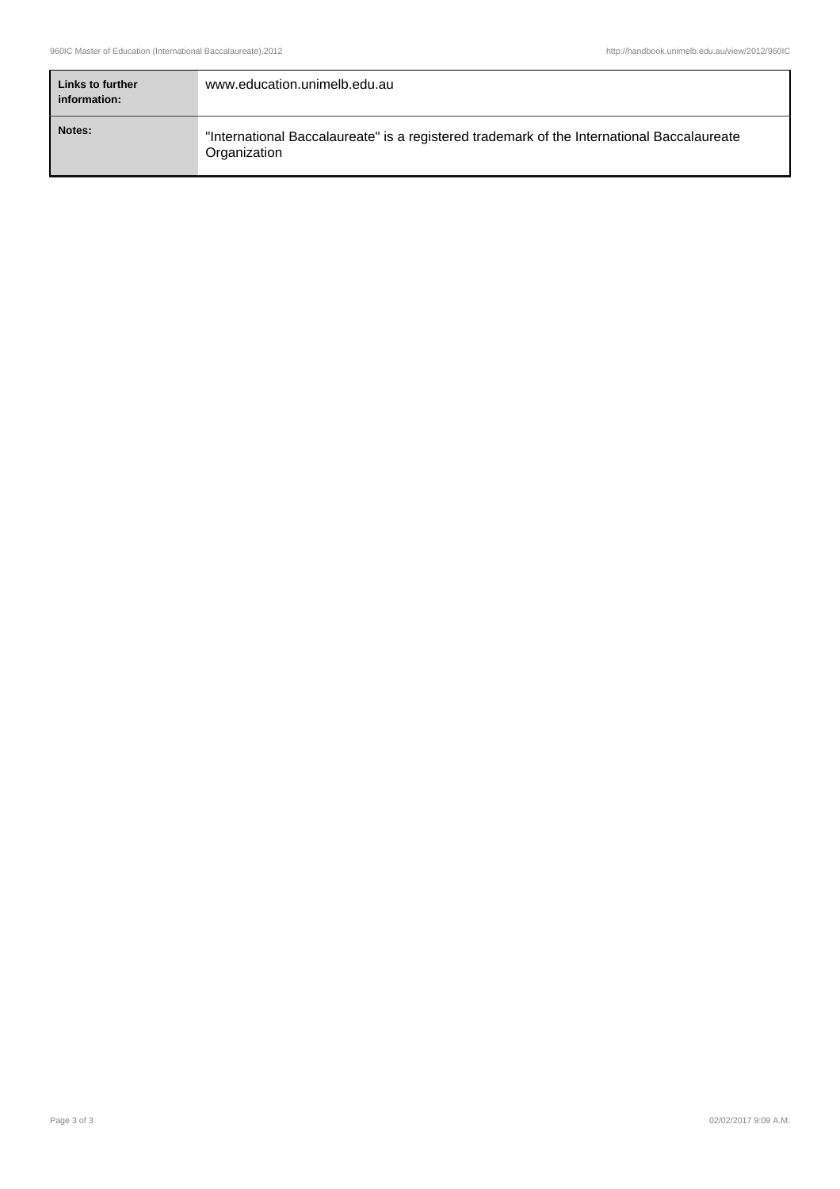| | |
|---|---|
| **Links to further information:** | www.education.unimelb.edu.au |
| **Notes:** | "International Baccalaureate" is a registered trademark of the International Baccalaureate Organization |